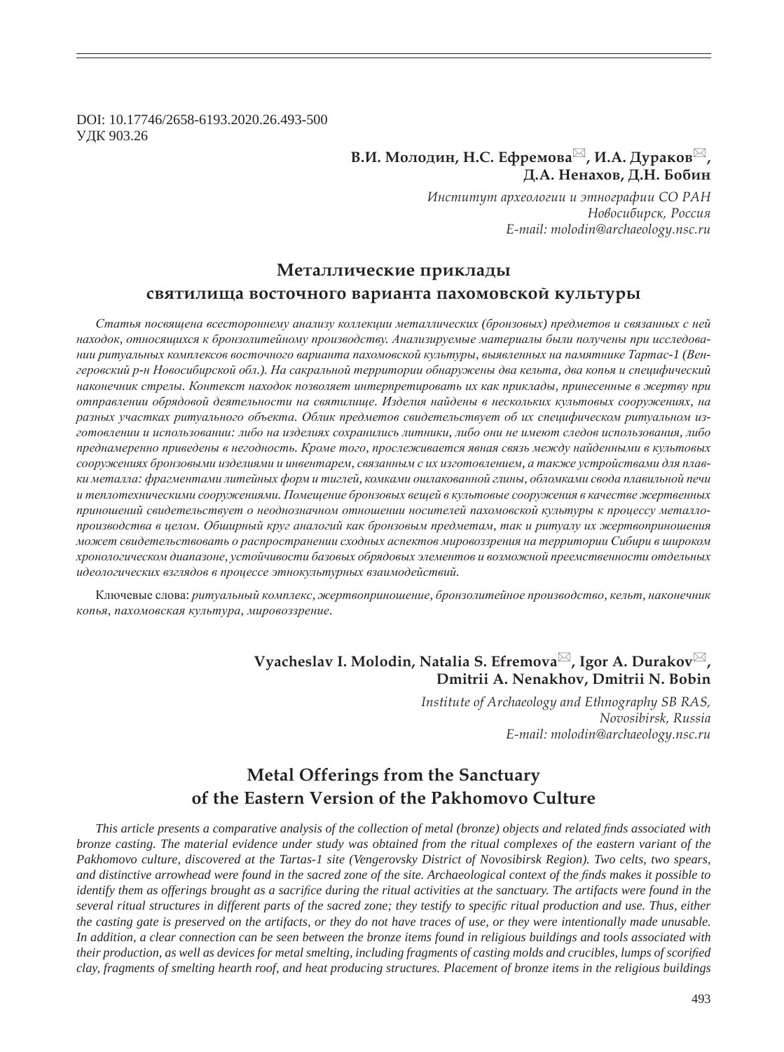DOI: 10.17746/2658-6193.2020.26.493-500
УДК 903.26

**В.И. Молодин, Н.С. Ефремова✉, И.А. Дураков✉, Д.А. Ненахов, Д.Н. Бобин**

*Институт археологии и этнографии СО РАН*
*Новосибирск, Россия*
*E-mail: molodin@archaeology.nsc.ru*

# Металлические приклады святилища восточного варианта пахомовской культуры

*Статья посвящена всестороннему анализу коллекции металлических (бронзовых) предметов и связанных с ней находок, относящихся к бронзолитейному производству. Анализируемые материалы были получены при исследовании ритуальных комплексов восточного варианта пахомовской культуры, выявленных на памятнике Тартас-1 (Венгеровский р-н Новосибирской обл.). На сакральной территории обнаружены два кельта, два копья и специфический наконечник стрелы. Контекст находок позволяет интерпретировать их как приклады, принесенные в жертву при отправлении обрядовой деятельности на святилище. Изделия найдены в нескольких культовых сооружениях, на разных участках ритуального объекта. Облик предметов свидетельствует об их специфическом ритуальном изготовлении и использовании: либо на изделиях сохранились литники, либо они не имеют следов использования, либо преднамеренно приведены в негодность. Кроме того, прослеживается явная связь между найденными в культовых сооружениях бронзовыми изделиями и инвентарем, связанным с их изготовлением, а также устройствами для плавки металла: фрагментами литейных форм и тиглей, комками ошлакованной глины, обломками свода плавильной печи и теплотехническими сооружениями. Помещение бронзовых вещей в культовые сооружения в качестве жертвенных приношений свидетельствует о неоднозначном отношении носителей пахомовской культуры к процессу металлопроизводства в целом. Обширный круг аналогий как бронзовым предметам, так и ритуалу их жертвоприношения может свидетельствовать о распространении сходных аспектов мировоззрения на территории Сибири в широком хронологическом диапазоне, устойчивости базовых обрядовых элементов и возможной преемственности отдельных идеологических взглядов в процессе этнокультурных взаимодействий.*

Ключевые слова: *ритуальный комплекс, жертвоприношение, бронзолитейное производство, кельт, наконечник копья, пахомовская культура, мировоззрение.*

**Vyacheslav I. Molodin, Natalia S. Efremova✉, Igor A. Durakov✉, Dmitrii A. Nenakhov, Dmitrii N. Bobin**

*Institute of Archaeology and Ethnography SB RAS,*
*Novosibirsk, Russia*
*E-mail: molodin@archaeology.nsc.ru*

# Metal Offerings from the Sanctuary of the Eastern Version of the Pakhomovo Culture

*This article presents a comparative analysis of the collection of metal (bronze) objects and related finds associated with bronze casting. The material evidence under study was obtained from the ritual complexes of the eastern variant of the Pakhomovo culture, discovered at the Tartas-1 site (Vengerovsky District of Novosibirsk Region). Two celts, two spears, and distinctive arrowhead were found in the sacred zone of the site. Archaeological context of the finds makes it possible to identify them as offerings brought as a sacrifice during the ritual activities at the sanctuary. The artifacts were found in the several ritual structures in different parts of the sacred zone; they testify to specific ritual production and use. Thus, either the casting gate is preserved on the artifacts, or they do not have traces of use, or they were intentionally made unusable. In addition, a clear connection can be seen between the bronze items found in religious buildings and tools associated with their production, as well as devices for metal smelting, including fragments of casting molds and crucibles, lumps of scorified clay, fragments of smelting hearth roof, and heat producing structures. Placement of bronze items in the religious buildings*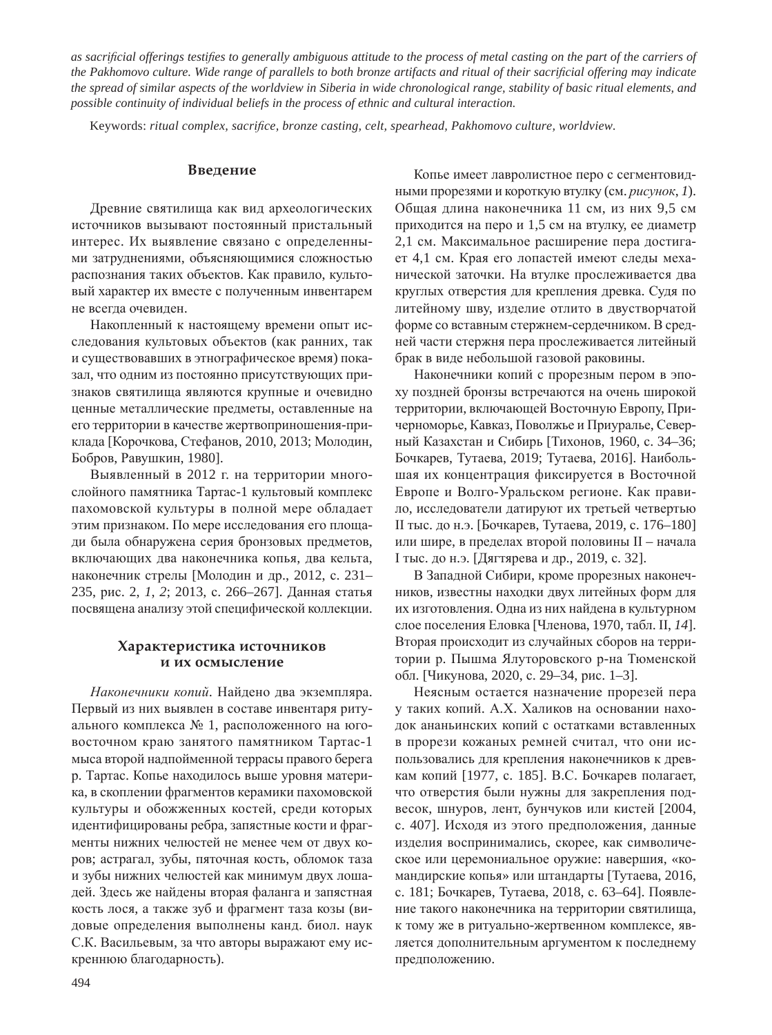*as sacrificial offerings testifies to generally ambiguous attitude to the process of metal casting on the part of the carriers of the Pakhomovo culture. Wide range of parallels to both bronze artifacts and ritual of their sacrificial offering may indicate the spread of similar aspects of the worldview in Siberia in wide chronological range, stability of basic ritual elements, and possible continuity of individual beliefs in the process of ethnic and cultural interaction.*

Keywords: *ritual complex, sacrifice, bronze casting, celt, spearhead, Pakhomovo culture, worldview.*

## Введение

Древние святилища как вид археологических источников вызывают постоянный пристальный интерес. Их выявление связано с определенными затруднениями, объясняющимися сложностью распознания таких объектов. Как правило, культовый характер их вместе с полученным инвентарем не всегда очевиден.

Накопленный к настоящему времени опыт исследования культовых объектов (как ранних, так и существовавших в этнографическое время) показал, что одним из постоянно присутствующих признаков святилища являются крупные и очевидно ценные металлические предметы, оставленные на его территории в качестве жертвоприношения-приклада [Корочкова, Стефанов, 2010, 2013; Молодин, Бобров, Равушкин, 1980].

Выявленный в 2012 г. на территории многослойного памятника Тартас-1 культовый комплекс пахомовской культуры в полной мере обладает этим признаком. По мере исследования его площади была обнаружена серия бронзовых предметов, включающих два наконечника копья, два кельта, наконечник стрелы [Молодин и др., 2012, с. 231–235, рис. 2, *1*, *2*; 2013, с. 266–267]. Данная статья посвящена анализу этой специфической коллекции.

## Характеристика источников и их осмысление

*Наконечники копий*. Найдено два экземпляра. Первый из них выявлен в составе инвентаря ритуального комплекса № 1, расположенного на юго-восточном краю занятого памятником Тартас-1 мыса второй надпойменной террасы правого берега р. Тартас. Копье находилось выше уровня материка, в скоплении фрагментов керамики пахомовской культуры и обожженных костей, среди которых идентифицированы ребра, запястные кости и фрагменты нижних челюстей не менее чем от двух коров; астрагал, зубы, пяточная кость, обломок таза и зубы нижних челюстей как минимум двух лошадей. Здесь же найдены вторая фаланга и запястная кость лося, а также зуб и фрагмент таза козы (видовые определения выполнены канд. биол. наук С.К. Васильевым, за что авторы выражают ему искреннюю благодарность).

Копье имеет лавролистное перо с сегментовидными прорезями и короткую втулку (см. *рисунок*, *1*). Общая длина наконечника 11 см, из них 9,5 см приходится на перо и 1,5 см на втулку, ее диаметр 2,1 см. Максимальное расширение пера достигает 4,1 см. Края его лопастей имеют следы механической заточки. На втулке прослеживается два круглых отверстия для крепления древка. Судя по литейному шву, изделие отлито в двустворчатой форме со вставным стержнем-сердечником. В средней части стержня пера прослеживается литейный брак в виде небольшой газовой раковины.

Наконечники копий с прорезным пером в эпоху поздней бронзы встречаются на очень широкой территории, включающей Восточную Европу, Причерноморье, Кавказ, Поволжье и Приуралье, Северный Казахстан и Сибирь [Тихонов, 1960, с. 34–36; Бочкарев, Тутаева, 2019; Тутаева, 2016]. Наибольшая их концентрация фиксируется в Восточной Европе и Волго-Уральском регионе. Как правило, исследователи датируют их третьей четвертью II тыс. до н.э. [Бочкарев, Тутаева, 2019, с. 176–180] или шире, в пределах второй половины II – начала I тыс. до н.э. [Дягтярева и др., 2019, с. 32].

В Западной Сибири, кроме прорезных наконечников, известны находки двух литейных форм для их изготовления. Одна из них найдена в культурном слое поселения Еловка [Членова, 1970, табл. II, *14*]. Вторая происходит из случайных сборов на территории р. Пышма Ялуторовского р-на Тюменской обл. [Чикунова, 2020, с. 29–34, рис. 1–3].

Неясным остается назначение прорезей пера у таких копий. А.Х. Халиков на основании находок ананьинских копий с остатками вставленных в прорези кожаных ремней считал, что они использовались для крепления наконечников к древкам копий [1977, с. 185]. В.С. Бочкарев полагает, что отверстия были нужны для закрепления подвесок, шнуров, лент, бунчуков или кистей [2004, с. 407]. Исходя из этого предположения, данные изделия воспринимались, скорее, как символическое или церемониальное оружие: навершия, «командирские копья» или штандарты [Тутаева, 2016, с. 181; Бочкарев, Тутаева, 2018, с. 63–64]. Появление такого наконечника на территории святилища, к тому же в ритуально-жертвенном комплексе, является дополнительным аргументом к последнему предположению.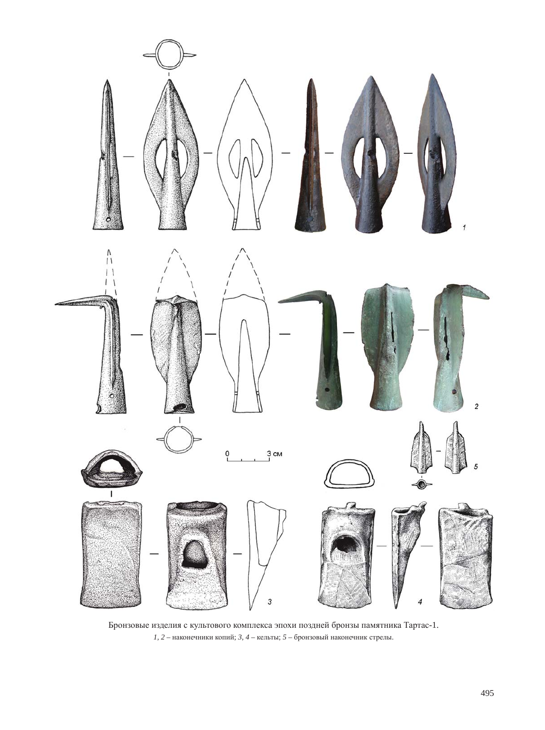Бронзовые изделия с культового комплекса эпохи поздней бронзы памятника Тартас-1.

*1, 2* – наконечники копий; *3, 4* – кельты; *5* – бронзовый наконечник стрелы.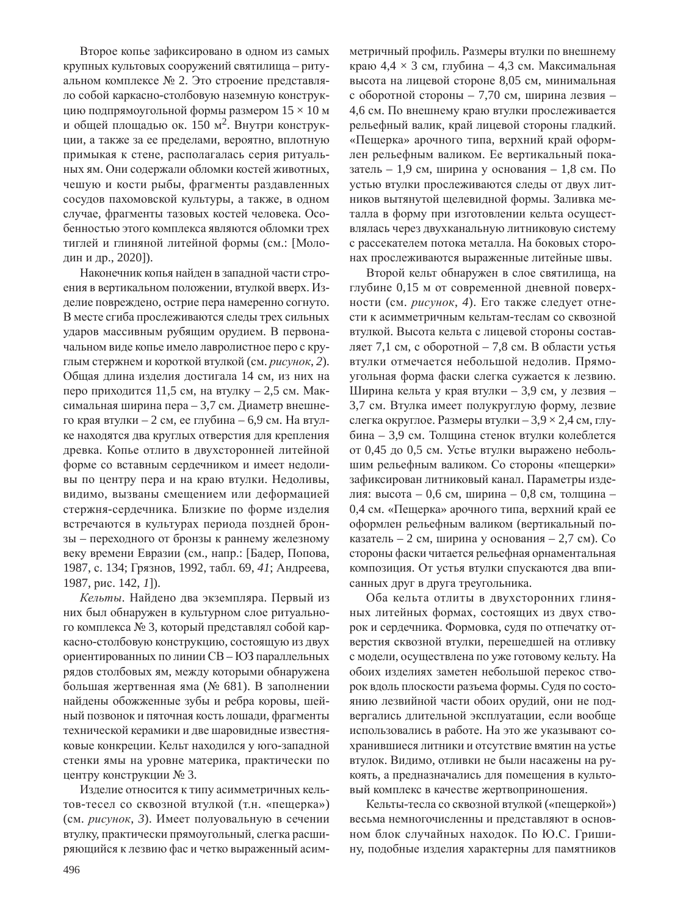Второе копье зафиксировано в одном из самых крупных культовых сооружений святилища – ритуальном комплексе № 2. Это строение представляло собой каркасно-столбовую наземную конструкцию подпрямоугольной формы размером 15 × 10 м и общей площадью ок. 150 м$^2$. Внутри конструкции, а также за ее пределами, вероятно, вплотную примыкая к стене, располагалась серия ритуальных ям. Они содержали обломки костей животных, чешую и кости рыбы, фрагменты раздавленных сосудов пахомовской культуры, а также, в одном случае, фрагменты тазовых костей человека. Особенностью этого комплекса являются обломки трех тиглей и глиняной литейной формы (см.: [Молодин и др., 2020]).

Наконечник копья найден в западной части строения в вертикальном положении, втулкой вверх. Изделие повреждено, острие пера намеренно согнуто. В месте сгиба прослеживаются следы трех сильных ударов массивным рубящим орудием. В первоначальном виде копье имело лавролистное перо с круглым стержнем и короткой втулкой (см. *рисунок*, *2*). Общая длина изделия достигала 14 см, из них на перо приходится 11,5 см, на втулку – 2,5 см. Максимальная ширина пера – 3,7 см. Диаметр внешнего края втулки – 2 см, ее глубина – 6,9 см. На втулке находятся два круглых отверстия для крепления древка. Копье отлито в двухсторонней литейной форме со вставным сердечником и имеет недоливы по центру пера и на краю втулки. Недоливы, видимо, вызваны смещением или деформацией стержня-сердечника. Близкие по форме изделия встречаются в культурах периода поздней бронзы – переходного от бронзы к раннему железному веку времени Евразии (см., напр.: [Бадер, Попова, 1987, с. 134; Грязнов, 1992, табл. 69, *41*; Андреева, 1987, рис. 142, *1*]).

*Кельты*. Найдено два экземпляра. Первый из них был обнаружен в культурном слое ритуального комплекса № 3, который представлял собой каркасно-столбовую конструкцию, состоящую из двух ориентированных по линии СВ – ЮЗ параллельных рядов столбовых ям, между которыми обнаружена большая жертвенная яма (№ 681). В заполнении найдены обожженные зубы и ребра коровы, шейный позвонок и пяточная кость лошади, фрагменты технической керамики и две шаровидные известняковые конкреции. Кельт находился у юго-западной стенки ямы на уровне материка, практически по центру конструкции № 3.

Изделие относится к типу асимметричных кельтов-тесел со сквозной втулкой (т.н. «пещерка») (см. *рисунок*, *3*). Имеет полуовальную в сечении втулку, практически прямоугольный, слегка расширяющийся к лезвию фас и четко выраженный асимметричный профиль. Размеры втулки по внешнему краю 4,4 × 3 см, глубина – 4,3 см. Максимальная высота на лицевой стороне 8,05 см, минимальная с оборотной стороны – 7,70 см, ширина лезвия – 4,6 см. По внешнему краю втулки прослеживается рельефный валик, край лицевой стороны гладкий. «Пещерка» арочного типа, верхний край оформлен рельефным валиком. Ее вертикальный показатель – 1,9 см, ширина у основания – 1,8 см. По устью втулки прослеживаются следы от двух литников вытянутой щелевидной формы. Заливка металла в форму при изготовлении кельта осуществлялась через двухканальную литниковую систему с рассекателем потока металла. На боковых сторонах прослеживаются выраженные литейные швы.

Второй кельт обнаружен в слое святилища, на глубине 0,15 м от современной дневной поверхности (см. *рисунок*, *4*). Его также следует отнести к асимметричным кельтам-теслам со сквозной втулкой. Высота кельта с лицевой стороны составляет 7,1 см, с оборотной – 7,8 см. В области устья втулки отмечается небольшой недолив. Прямоугольная форма фаски слегка сужается к лезвию. Ширина кельта у края втулки – 3,9 см, у лезвия – 3,7 см. Втулка имеет полукруглую форму, лезвие слегка округлое. Размеры втулки – 3,9 × 2,4 см, глубина – 3,9 см. Толщина стенок втулки колеблется от 0,45 до 0,5 см. Устье втулки выражено небольшим рельефным валиком. Со стороны «пещерки» зафиксирован литниковый канал. Параметры изделия: высота – 0,6 см, ширина – 0,8 см, толщина – 0,4 см. «Пещерка» арочного типа, верхний край ее оформлен рельефным валиком (вертикальный показатель – 2 см, ширина у основания – 2,7 см). Со стороны фаски читается рельефная орнаментальная композиция. От устья втулки спускаются два вписанных друг в друга треугольника.

Оба кельта отлиты в двухсторонних глиняных литейных формах, состоящих из двух створок и сердечника. Формовка, судя по отпечатку отверстия сквозной втулки, перешедшей на отливку с модели, осуществлена по уже готовому кельту. На обоих изделиях заметен небольшой перекос створок вдоль плоскости разъема формы. Судя по состоянию лезвийной части обоих орудий, они не подвергались длительной эксплуатации, если вообще использовались в работе. На это же указывают сохранившиеся литники и отсутствие вмятин на устье втулок. Видимо, отливки не были насажены на рукоять, а предназначались для помещения в культовый комплекс в качестве жертвоприношения.

Кельты-тесла со сквозной втулкой («пещеркой») весьма немногочисленны и представляют в основном блок случайных находок. По Ю.С. Гришину, подобные изделия характерны для памятников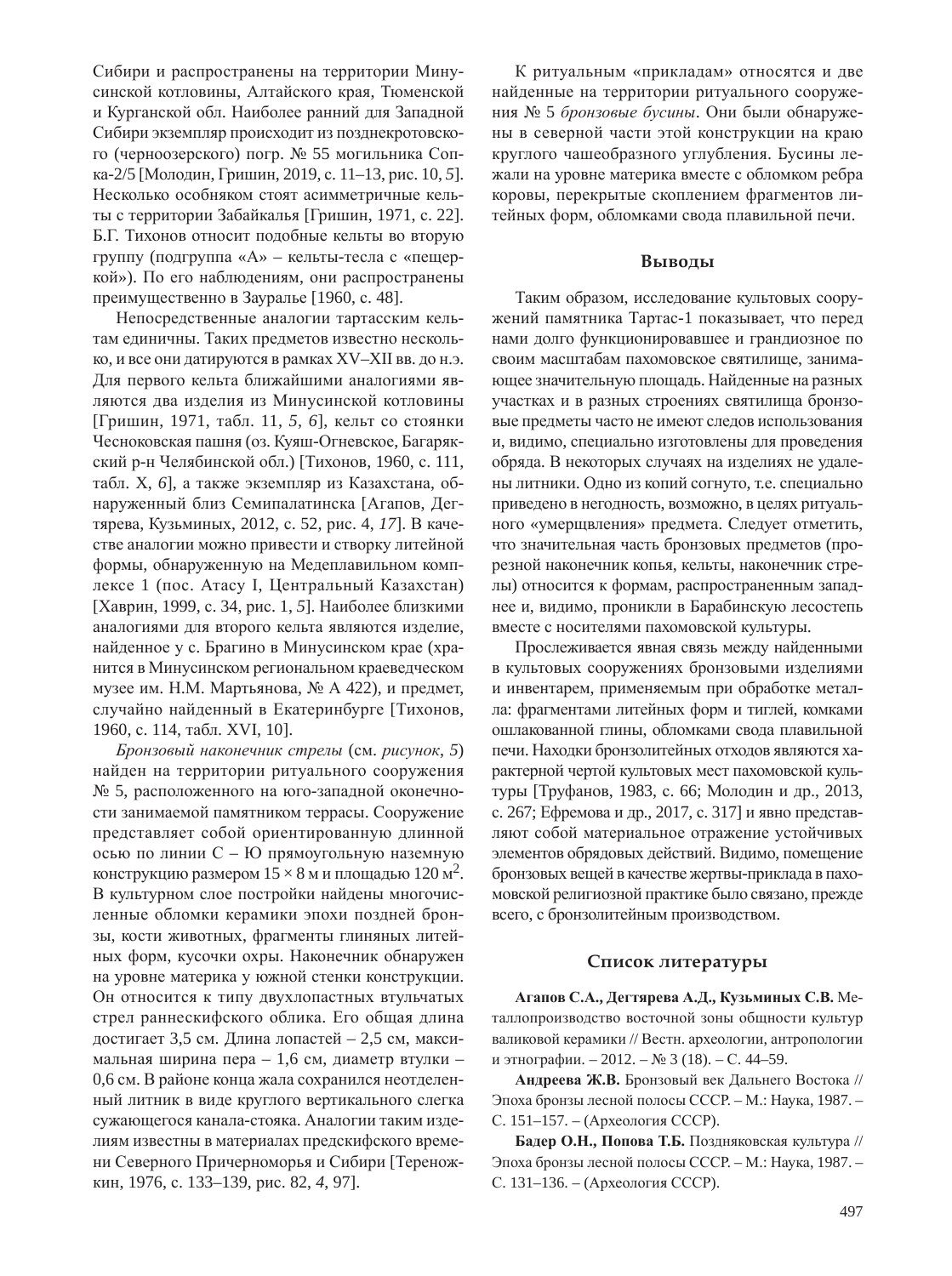Сибири и распространены на территории Минусинской котловины, Алтайского края, Тюменской и Курганской обл. Наиболее ранний для Западной Сибири экземпляр происходит из позднекротовского (черноозерского) погр. № 55 могильника Сопка-2/5 [Молодин, Гришин, 2019, с. 11–13, рис. 10, *5*]. Несколько особняком стоят асимметричные кельты с территории Забайкалья [Гришин, 1971, с. 22]. Б.Г. Тихонов относит подобные кельты во вторую группу (подгруппа «А» – кельты-тесла с «пещеркой»). По его наблюдениям, они распространены преимущественно в Зауралье [1960, с. 48].

Непосредственные аналогии тартасским кельтам единичны. Таких предметов известно несколько, и все они датируются в рамках XV–XII вв. до н.э. Для первого кельта ближайшими аналогиями являются два изделия из Минусинской котловины [Гришин, 1971, табл. 11, *5*, *6*], кельт со стоянки Чесноковская пашня (оз. Куяш-Огневское, Багарякский р-н Челябинской обл.) [Тихонов, 1960, с. 111, табл. X, *6*], а также экземпляр из Казахстана, обнаруженный близ Семипалатинска [Агапов, Дегтярева, Кузьминых, 2012, с. 52, рис. 4, *17*]. В качестве аналогии можно привести и створку литейной формы, обнаруженную на Медеплавильном комплексе 1 (пос. Атасу I, Центральный Казахстан) [Хаврин, 1999, с. 34, рис. 1, *5*]. Наиболее близкими аналогиями для второго кельта являются изделие, найденное у с. Брагино в Минусинском крае (хранится в Минусинском региональном краеведческом музее им. Н.М. Мартьянова, № А 422), и предмет, случайно найденный в Екатеринбурге [Тихонов, 1960, с. 114, табл. XVI, 10].

*Бронзовый наконечник стрелы* (см. *рисунок*, *5*) найден на территории ритуального сооружения № 5, расположенного на юго-западной оконечности занимаемой памятником террасы. Сооружение представляет собой ориентированную длинной осью по линии С – Ю прямоугольную наземную конструкцию размером 15 × 8 м и площадью 120 м$^2$. В культурном слое постройки найдены многочисленные обломки керамики эпохи поздней бронзы, кости животных, фрагменты глиняных литейных форм, кусочки охры. Наконечник обнаружен на уровне материка у южной стенки конструкции. Он относится к типу двухлопастных втульчатых стрел раннескифского облика. Его общая длина достигает 3,5 см. Длина лопастей – 2,5 см, максимальная ширина пера – 1,6 см, диаметр втулки – 0,6 см. В районе конца жала сохранился неотделенный литник в виде круглого вертикального слегка сужающегося канала-стояка. Аналогии таким изделиям известны в материалах предскифского времени Северного Причерноморья и Сибири [Тереножкин, 1976, с. 133–139, рис. 82, *4*, 97].

К ритуальным «прикладам» относятся и две найденные на территории ритуального сооружения № 5 *бронзовые бусины*. Они были обнаружены в северной части этой конструкции на краю круглого чашеобразного углубления. Бусины лежали на уровне материка вместе с обломком ребра коровы, перекрытые скоплением фрагментов литейных форм, обломками свода плавильной печи.

## Выводы

Таким образом, исследование культовых сооружений памятника Тартас-1 показывает, что перед нами долго функционировавшее и грандиозное по своим масштабам пахомовское святилище, занимающее значительную площадь. Найденные на разных участках и в разных строениях святилища бронзовые предметы часто не имеют следов использования и, видимо, специально изготовлены для проведения обряда. В некоторых случаях на изделиях не удалены литники. Одно из копий согнуто, т.е. специально приведено в негодность, возможно, в целях ритуального «умерщвления» предмета. Следует отметить, что значительная часть бронзовых предметов (прорезной наконечник копья, кельты, наконечник стрелы) относится к формам, распространенным западнее и, видимо, проникли в Барабинскую лесостепь вместе с носителями пахомовской культуры.

Прослеживается явная связь между найденными в культовых сооружениях бронзовыми изделиями и инвентарем, применяемым при обработке металла: фрагментами литейных форм и тиглей, комками ошлакованной глины, обломками свода плавильной печи. Находки бронзолитейных отходов являются характерной чертой культовых мест пахомовской культуры [Труфанов, 1983, с. 66; Молодин и др., 2013, с. 267; Ефремова и др., 2017, с. 317] и явно представляют собой материальное отражение устойчивых элементов обрядовых действий. Видимо, помещение бронзовых вещей в качестве жертвы-приклада в пахомовской религиозной практике было связано, прежде всего, с бронзолитейным производством.

## Список литературы

**Агапов С.А., Дегтярева А.Д., Кузьминых С.В.** Металлопроизводство восточной зоны общности культур валиковой керамики // Вестн. археологии, антропологии и этнографии. – 2012. – № 3 (18). – С. 44–59.

**Андреева Ж.В.** Бронзовый век Дальнего Востока // Эпоха бронзы лесной полосы СССР. – М.: Наука, 1987. – С. 151–157. – (Археология СССР).

**Бадер О.Н., Попова Т.Б.** Поздняковская культура // Эпоха бронзы лесной полосы СССР. – М.: Наука, 1987. – С. 131–136. – (Археология СССР).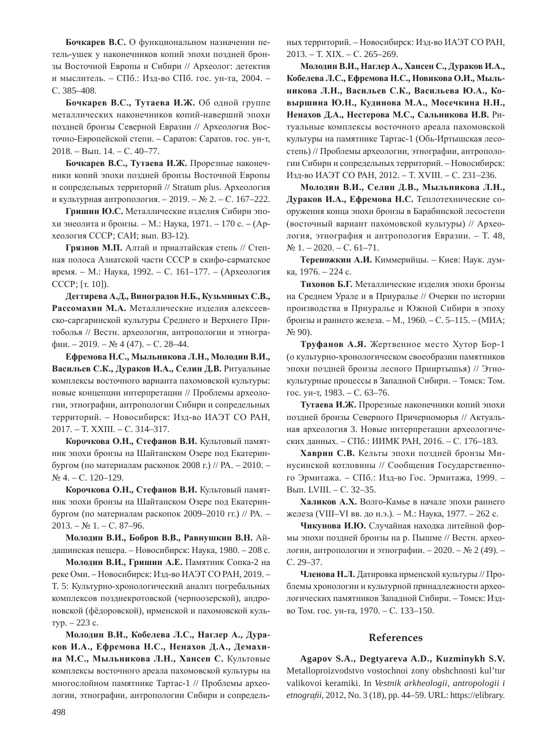**Бочкарев В.С.** О функциональном назначении петель-ушек у наконечников копий эпохи поздней бронзы Восточной Европы и Сибири // Археолог: детектив и мыслитель. – СПб.: Изд-во СПб. гос. ун-та, 2004. – С. 385–408.

**Бочкарев В.С., Тутаева И.Ж.** Об одной группе металлических наконечников копий-наверший эпохи поздней бронзы Северной Евразии // Археология Восточно-Европейской степи. – Саратов: Саратов. гос. ун-т, 2018. – Вып. 14. – С. 40–77.

**Бочкарев В.С., Тутаева И.Ж.** Прорезные наконечники копий эпохи поздней бронзы Восточной Европы и сопредельных территорий // Stratum plus. Археология и культурная антропология. – 2019. – № 2. – С. 167–222.

**Гришин Ю.С.** Металлические изделия Сибири эпохи энеолита и бронзы. – М.: Наука, 1971. – 170 с. – (Археология СССР; САИ; вып. В3-12).

**Грязнов М.П.** Алтай и приалтайская степь // Степная полоса Азиатской части СССР в скифо-сарматское время. – М.: Наука, 1992. – С. 161–177. – (Археология СССР; [т. 10]).

**Дегтярева А.Д., Виноградов Н.Б., Кузьминых С.В., Рассомахин М.А.** Металлические изделия алексеевско-саргаринской культуры Среднего и Верхнего Притоболья // Вестн. археологии, антропологии и этнографии. – 2019. – № 4 (47). – С. 28–44.

**Ефремова Н.С., Мыльникова Л.Н., Молодин В.И., Васильев С.К., Дураков И.А., Селин Д.В.** Ритуальные комплексы восточного варианта пахомовской культуры: новые концепции интерпретации // Проблемы археологии, этнографии, антропологии Сибири и сопредельных территорий. – Новосибирск: Изд-во ИАЭТ СО РАН, 2017. – Т. XXIII. – С. 314–317.

**Корочкова О.Н., Стефанов В.И.** Культовый памятник эпохи бронзы на Шайтанском Озере под Екатеринбургом (по материалам раскопок 2008 г.) // РА. – 2010. – № 4. – С. 120–129.

**Корочкова О.Н., Стефанов В.И.** Культовый памятник эпохи бронзы на Шайтанском Озере под Екатеринбургом (по материалам раскопок 2009–2010 гг.) // РА. – 2013. – № 1. – С. 87–96.

**Молодин В.И., Бобров В.В., Равнушкин В.Н.** Айдашинская пещера. – Новосибирск: Наука, 1980. – 208 с.

**Молодин В.И., Гришин А.Е.** Памятник Сопка-2 на реке Оми. – Новосибирск: Изд-во ИАЭТ СО РАН, 2019. – Т. 5: Культурно-хронологический анализ погребальных комплексов позднекротовской (черноозерской), андроновской (фёдоровской), ирменской и пахомовской культур. – 223 с.

**Молодин В.И., Кобелева Л.С., Наглер А., Дураков И.А., Ефремова Н.С., Ненахов Д.А., Демахина М.С., Мыльникова Л.Н., Хансен С.** Культовые комплексы восточного ареала пахомовской культуры на многослойном памятнике Тартас-1 // Проблемы археологии, этнографии, антропологии Сибири и сопредельных территорий. – Новосибирск: Изд-во ИАЭТ СО РАН, 2013. – Т. XIX. – С. 265–269.

**Молодин В.И., Наглер А., Хансен С., Дураков И.А., Кобелева Л.С., Ефремова Н.С., Новикова О.И., Мыльникова Л.Н., Васильев С.К., Васильева Ю.А., Ковыршина Ю.Н., Кудинова М.А., Мосечкина Н.Н., Ненахов Д.А., Нестерова М.С., Сальникова И.В.** Ритуальные комплексы восточного ареала пахомовской культуры на памятнике Тартас-1 (Обь-Иртышская лесостепь) // Проблемы археологии, этнографии, антропологии Сибири и сопредельных территорий. – Новосибирск: Изд-во ИАЭТ СО РАН, 2012. – Т. XVIII. – С. 231–236.

**Молодин В.И., Селин Д.В., Мыльникова Л.Н., Дураков И.А., Ефремова Н.С.** Теплотехнические сооружения конца эпохи бронзы в Барабинской лесостепи (восточный вариант пахомовской культуры) // Археология, этнография и антропология Евразии. – Т. 48, № 1. – 2020. – С. 61–71.

**Тереножкин А.И.** Киммерийцы. – Киев: Наук. думка, 1976. – 224 с.

**Тихонов Б.Г.** Металлические изделия эпохи бронзы на Среднем Урале и в Приуралье // Очерки по истории производства в Приуралье и Южной Сибири в эпоху бронзы и раннего железа. – М., 1960. – С. 5–115. – (МИА; № 90).

**Труфанов А.Я.** Жертвенное место Хутор Бор-1 (о культурно-хронологическом своеобразии памятников эпохи поздней бронзы лесного Прииртышья) // Этнокультурные процессы в Западной Сибири. – Томск: Том. гос. ун-т, 1983. – С. 63–76.

**Тутаева И.Ж.** Прорезные наконечники копий эпохи поздней бронзы Северного Причерноморья // Актуальная археология 3. Новые интерпретации археологических данных. – СПб.: ИИМК РАН, 2016. – С. 176–183.

**Хаврин С.В.** Кельты эпохи поздней бронзы Минусинской котловины // Сообщения Государственного Эрмитажа. – СПб.: Изд-во Гос. Эрмитажа, 1999. – Вып. LVIII. – С. 32–35.

**Халиков А.Х.** Волго-Камье в начале эпохи раннего железа (VIII–VI вв. до н.э.). – М.: Наука, 1977. – 262 с.

**Чикунова И.Ю.** Случайная находка литейной формы эпохи поздней бронзы на р. Пышме // Вестн. археологии, антропологии и этнографии. – 2020. – № 2 (49). – С. 29–37.

**Членова Н.Л.** Датировка ирменской культуры // Проблемы хронологии и культурной принадлежности археологических памятников Западной Сибири. – Томск: Изд-во Том. гос. ун-та, 1970. – С. 133–150.

## References

**Agapov S.A., Degtyareva A.D., Kuzminykh S.V.** Metalloproizvodstvo vostochnoi zony obshchnosti kul'tur valikovoi keramiki. In *Vestnik arkheologii, antropologii i etnografii*, 2012, No. 3 (18), pp. 44–59. URL: https://elibrary.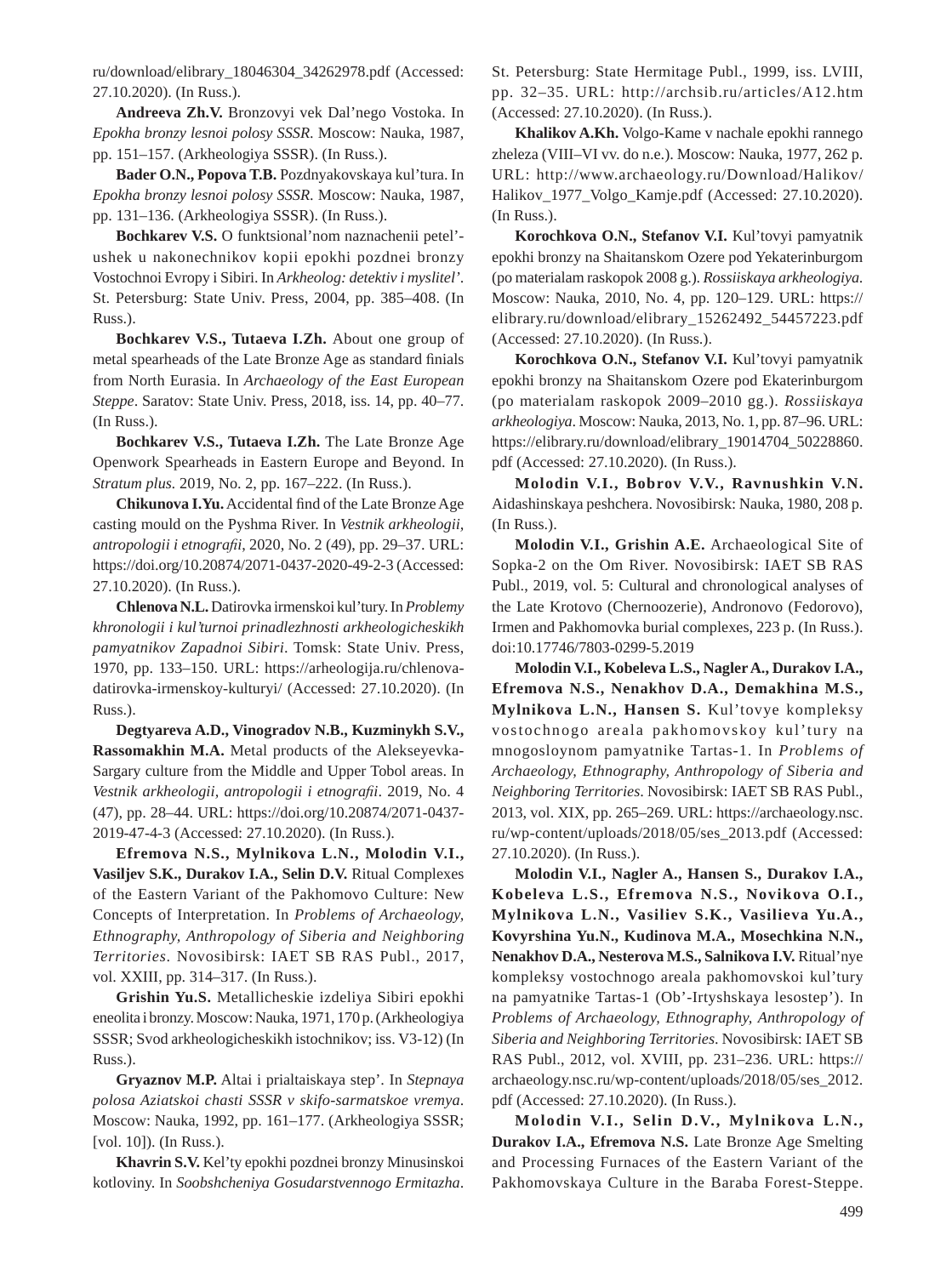ru/download/elibrary_18046304_34262978.pdf (Accessed: 27.10.2020). (In Russ.).

**Andreeva Zh.V.** Bronzovyi vek Dal'nego Vostoka. In *Epokha bronzy lesnoi polosy SSSR*. Moscow: Nauka, 1987, pp. 151–157. (Arkheologiya SSSR). (In Russ.).

**Bader O.N., Popova T.B.** Pozdnyakovskaya kul'tura. In *Epokha bronzy lesnoi polosy SSSR*. Moscow: Nauka, 1987, pp. 131–136. (Arkheologiya SSSR). (In Russ.).

**Bochkarev V.S.** O funktsional'nom naznachenii petel'-ushek u nakonechnikov kopii epokhi pozdnei bronzy Vostochnoi Evropy i Sibiri. In *Arkheolog: detektiv i myslitel'*. St. Petersburg: State Univ. Press, 2004, pp. 385–408. (In Russ.).

**Bochkarev V.S., Tutaeva I.Zh.** About one group of metal spearheads of the Late Bronze Age as standard finials from North Eurasia. In *Archaeology of the East European Steppe*. Saratov: State Univ. Press, 2018, iss. 14, pp. 40–77. (In Russ.).

**Bochkarev V.S., Tutaeva I.Zh.** The Late Bronze Age Openwork Spearheads in Eastern Europe and Beyond. In *Stratum plus*. 2019, No. 2, pp. 167–222. (In Russ.).

**Chikunova I.Yu.** Accidental find of the Late Bronze Age casting mould on the Pyshma River. In *Vestnik arkheologii, antropologii i etnografii*, 2020, No. 2 (49), pp. 29–37. URL: https://doi.org/10.20874/2071-0437-2020-49-2-3 (Accessed: 27.10.2020). (In Russ.).

**Chlenova N.L.** Datirovka irmenskoi kul'tury. In *Problemy khronologii i kul'turnoi prinadlezhnosti arkheologicheskikh pamyatnikov Zapadnoi Sibiri*. Tomsk: State Univ. Press, 1970, pp. 133–150. URL: https://arheologija.ru/chlenova-datirovka-irmenskoy-kulturyi/ (Accessed: 27.10.2020). (In Russ.).

**Degtyareva A.D., Vinogradov N.B., Kuzminykh S.V., Rassomakhin M.A.** Metal products of the Alekseyevka-Sargary culture from the Middle and Upper Tobol areas. In *Vestnik arkheologii, antropologii i etnografii*. 2019, No. 4 (47), pp. 28–44. URL: https://doi.org/10.20874/2071-0437-2019-47-4-3 (Accessed: 27.10.2020). (In Russ.).

**Efremova N.S., Mylnikova L.N., Molodin V.I., Vasiljev S.K., Durakov I.A., Selin D.V.** Ritual Complexes of the Eastern Variant of the Pakhomovo Culture: New Concepts of Interpretation. In *Problems of Archaeology, Ethnography, Anthropology of Siberia and Neighboring Territories*. Novosibirsk: IAET SB RAS Publ., 2017, vol. XXIII, pp. 314–317. (In Russ.).

**Grishin Yu.S.** Metallicheskie izdeliya Sibiri epokhi eneolita i bronzy. Moscow: Nauka, 1971, 170 p. (Arkheologiya SSSR; Svod arkheologicheskikh istochnikov; iss. V3-12) (In Russ.).

**Gryaznov M.P.** Altai i prialtaiskaya step'. In *Stepnaya polosa Aziatskoi chasti SSSR v skifo-sarmatskoe vremya*. Moscow: Nauka, 1992, pp. 161–177. (Arkheologiya SSSR; [vol. 10]). (In Russ.).

**Khavrin S.V.** Kel'ty epokhi pozdnei bronzy Minusinskoi kotloviny. In *Soobshcheniya Gosudarstvennogo Ermitazha*. St. Petersburg: State Hermitage Publ., 1999, iss. LVIII, pp. 32–35. URL: http://archsib.ru/articles/A12.htm (Accessed: 27.10.2020). (In Russ.).

**Khalikov A.Kh.** Volgo-Kame v nachale epokhi rannego zheleza (VIII–VI vv. do n.e.). Moscow: Nauka, 1977, 262 p. URL: http://www.archaeology.ru/Download/Halikov/Halikov_1977_Volgo_Kamje.pdf (Accessed: 27.10.2020). (In Russ.).

**Korochkova O.N., Stefanov V.I.** Kul'tovyi pamyatnik epokhi bronzy na Shaitanskom Ozere pod Yekaterinburgom (po materialam raskopok 2008 g.). *Rossiiskaya arkheologiya*. Moscow: Nauka, 2010, No. 4, pp. 120–129. URL: https://elibrary.ru/download/elibrary_15262492_54457223.pdf (Accessed: 27.10.2020). (In Russ.).

**Korochkova O.N., Stefanov V.I.** Kul'tovyi pamyatnik epokhi bronzy na Shaitanskom Ozere pod Ekaterinburgom (po materialam raskopok 2009–2010 gg.). *Rossiiskaya arkheologiya*. Moscow: Nauka, 2013, No. 1, pp. 87–96. URL: https://elibrary.ru/download/elibrary_19014704_50228860.pdf (Accessed: 27.10.2020). (In Russ.).

**Molodin V.I., Bobrov V.V., Ravnushkin V.N.** Aidashinskaya peshchera. Novosibirsk: Nauka, 1980, 208 p. (In Russ.).

**Molodin V.I., Grishin A.E.** Archaeological Site of Sopka-2 on the Om River. Novosibirsk: IAET SB RAS Publ., 2019, vol. 5: Cultural and chronological analyses of the Late Krotovo (Chernoozerie), Andronovo (Fedorovo), Irmen and Pakhomovka burial complexes, 223 p. (In Russ.). doi:10.17746/7803-0299-5.2019

**Molodin V.I., Kobeleva L.S., Nagler A., Durakov I.A., Efremova N.S., Nenakhov D.A., Demakhina M.S., Mylnikova L.N., Hansen S.** Kul'tovye kompleksy vostochnogo areala pakhomovskoy kul'tury na mnogosloynom pamyatnike Tartas-1. In *Problems of Archaeology, Ethnography, Anthropology of Siberia and Neighboring Territories*. Novosibirsk: IAET SB RAS Publ., 2013, vol. XIX, pp. 265–269. URL: https://archaeology.nsc.ru/wp-content/uploads/2018/05/ses_2013.pdf (Accessed: 27.10.2020). (In Russ.).

**Molodin V.I., Nagler A., Hansen S., Durakov I.A., Kobeleva L.S., Efremova N.S., Novikova O.I., Mylnikova L.N., Vasiliev S.K., Vasilieva Yu.A., Kovyrshina Yu.N., Kudinova M.A., Mosechkina N.N., Nenakhov D.A., Nesterova M.S., Salnikova I.V.** Ritual'nye kompleksy vostochnogo areala pakhomovskoi kul'tury na pamyatnike Tartas-1 (Ob'-Irtyshskaya lesostep'). In *Problems of Archaeology, Ethnography, Anthropology of Siberia and Neighboring Territories*. Novosibirsk: IAET SB RAS Publ., 2012, vol. XVIII, pp. 231–236. URL: https://archaeology.nsc.ru/wp-content/uploads/2018/05/ses_2012.pdf (Accessed: 27.10.2020). (In Russ.).

**Molodin V.I., Selin D.V., Mylnikova L.N., Durakov I.A., Efremova N.S.** Late Bronze Age Smelting and Processing Furnaces of the Eastern Variant of the Pakhomovskaya Culture in the Baraba Forest-Steppe.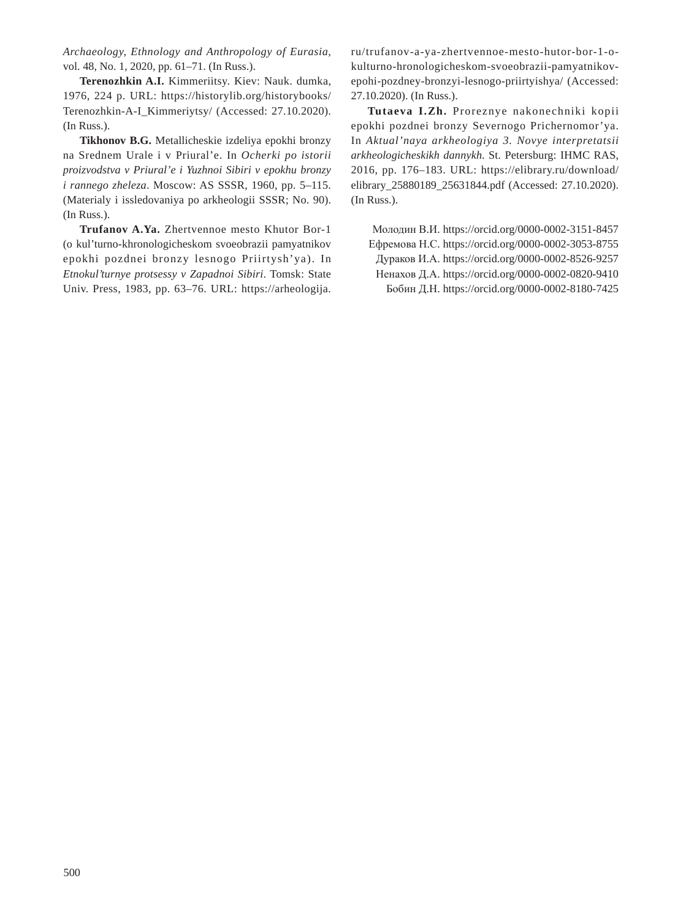*Archaeology, Ethnology and Anthropology of Eurasia*, vol. 48, No. 1, 2020, pp. 61–71. (In Russ.).

**Terenozhkin A.I.** Kimmeriitsy. Kiev: Nauk. dumka, 1976, 224 p. URL: https://historylib.org/historybooks/Terenozhkin-A-I_Kimmeriytsy/ (Accessed: 27.10.2020). (In Russ.).

**Tikhonov B.G.** Metallicheskie izdeliya epokhi bronzy na Srednem Urale i v Priural'e. In *Ocherki po istorii proizvodstva v Priural'e i Yuzhnoi Sibiri v epokhu bronzy i rannego zheleza*. Moscow: AS SSSR, 1960, pp. 5–115. (Materialy i issledovaniya po arkheologii SSSR; No. 90). (In Russ.).

**Trufanov A.Ya.** Zhertvennoe mesto Khutor Bor-1 (o kul'turno-khronologicheskom svoeobrazii pamyatnikov epokhi pozdnei bronzy lesnogo Priirtysh'ya). In *Etnokul'turnye protsessy v Zapadnoi Sibiri*. Tomsk: State Univ. Press, 1983, pp. 63–76. URL: https://arheologija.ru/trufanov-a-ya-zhertvennoe-mesto-hutor-bor-1-o-kulturno-hronologicheskom-svoeobrazii-pamyatnikov-epohi-pozdney-bronzyi-lesnogo-priirtyishya/ (Accessed: 27.10.2020). (In Russ.).

**Tutaeva I.Zh.** Proreznye nakonechniki kopii epokhi pozdnei bronzy Severnogo Prichernomor'ya. In *Aktual'naya arkheologiya 3. Novye interpretatsii arkheologicheskikh dannykh*. St. Petersburg: IHMC RAS, 2016, pp. 176–183. URL: https://elibrary.ru/download/elibrary_25880189_25631844.pdf (Accessed: 27.10.2020). (In Russ.).

Молодин В.И. https://orcid.org/0000-0002-3151-8457
Ефремова Н.С. https://orcid.org/0000-0002-3053-8755
Дураков И.А. https://orcid.org/0000-0002-8526-9257
Ненахов Д.А. https://orcid.org/0000-0002-0820-9410
Бобин Д.Н. https://orcid.org/0000-0002-8180-7425